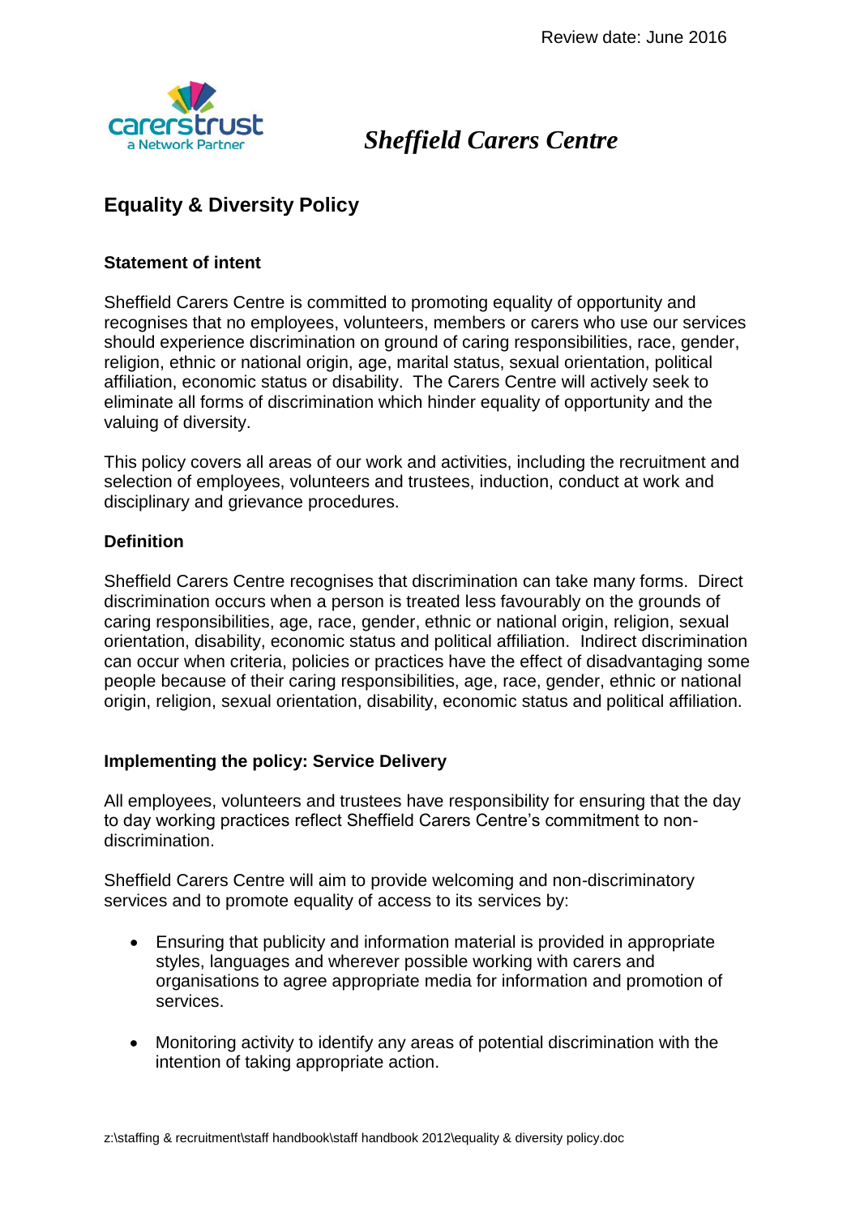# Sheffield Carers Centre

## Equality & Diversity Policy

### Statement of intent

Sheffield Carers Centre is committed to promoting equality of opportunity and recognises that no employees, volunteers, members or carers who use our services should experience discrimination on ground of caring responsibilities, race, gender, religion, ethnic or national origin, age, marital status, sexual orientation, political affiliation, economic status or disability. The Carers Centre will actively seek to eliminate all forms of discrimination which hinder equality of opportunity and the valuing of diversity.

This policy covers all areas of our work and activities, including the recruitment and selection of employees, volunteers and trustees, induction, conduct at work and disciplinary and grievance procedures.

### Definition

Sheffield Carers Centre recognises that discrimination can take many forms. Direct discrimination occurs when a person is treated less favourably on the grounds of caring responsibilities, age, race, gender, ethnic or national origin, religion, sexual orientation, disability, economic status and political affiliation. Indirect discrimination can occur when criteria, policies or practices have the effect of disadvantaging some people because of their caring responsibilities, age, race, gender, ethnic or national origin, religion, sexual orientation, disability, economic status and political affiliation.

### Implementing the policy: Service Delivery

All employees, volunteers and trustees have responsibility for ensuring that the day to day working practices reflect Sheffield Carers Centre's commitment to non-discrimination.

Sheffield Carers Centre will aim to provide welcoming and non-discriminatory services and to promote equality of access to its services by:

- Ensuring that publicity and information material is provided in appropriate styles, languages and wherever possible working with carers and organisations to agree appropriate media for information and promotion of services.

- Monitoring activity to identify any areas of potential discrimination with the intention of taking appropriate action.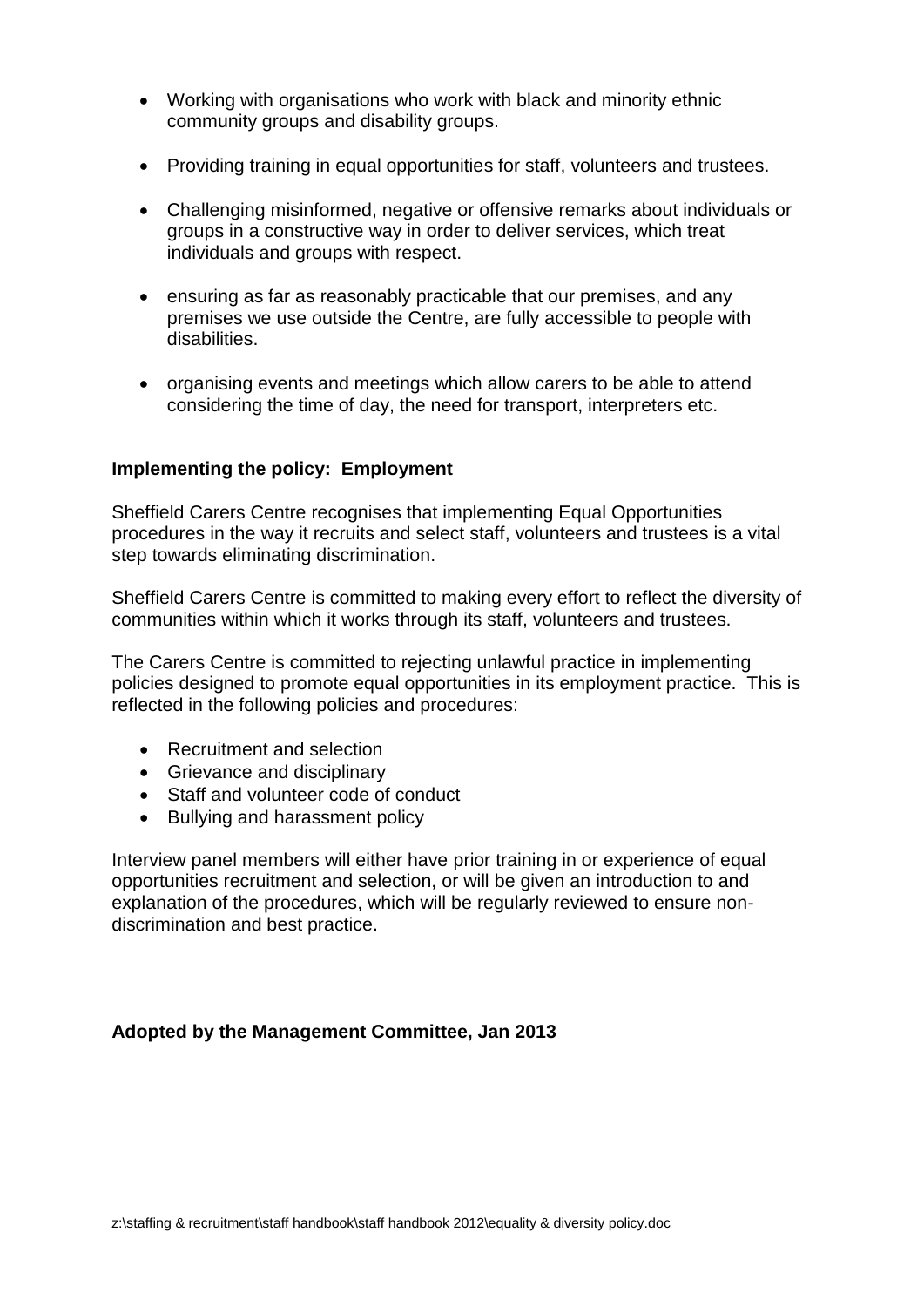- Working with organisations who work with black and minority ethnic community groups and disability groups.

- Providing training in equal opportunities for staff, volunteers and trustees.

- Challenging misinformed, negative or offensive remarks about individuals or groups in a constructive way in order to deliver services, which treat individuals and groups with respect.

- ensuring as far as reasonably practicable that our premises, and any premises we use outside the Centre, are fully accessible to people with disabilities.

- organising events and meetings which allow carers to be able to attend considering the time of day, the need for transport, interpreters etc.

**Implementing the policy: Employment**

Sheffield Carers Centre recognises that implementing Equal Opportunities procedures in the way it recruits and select staff, volunteers and trustees is a vital step towards eliminating discrimination.

Sheffield Carers Centre is committed to making every effort to reflect the diversity of communities within which it works through its staff, volunteers and trustees.

The Carers Centre is committed to rejecting unlawful practice in implementing policies designed to promote equal opportunities in its employment practice. This is reflected in the following policies and procedures:

- Recruitment and selection
- Grievance and disciplinary
- Staff and volunteer code of conduct
- Bullying and harassment policy

Interview panel members will either have prior training in or experience of equal opportunities recruitment and selection, or will be given an introduction to and explanation of the procedures, which will be regularly reviewed to ensure non-discrimination and best practice.

**Adopted by the Management Committee, Jan 2013**

z:\staffing & recruitment\staff handbook\staff handbook 2012\equality & diversity policy.doc